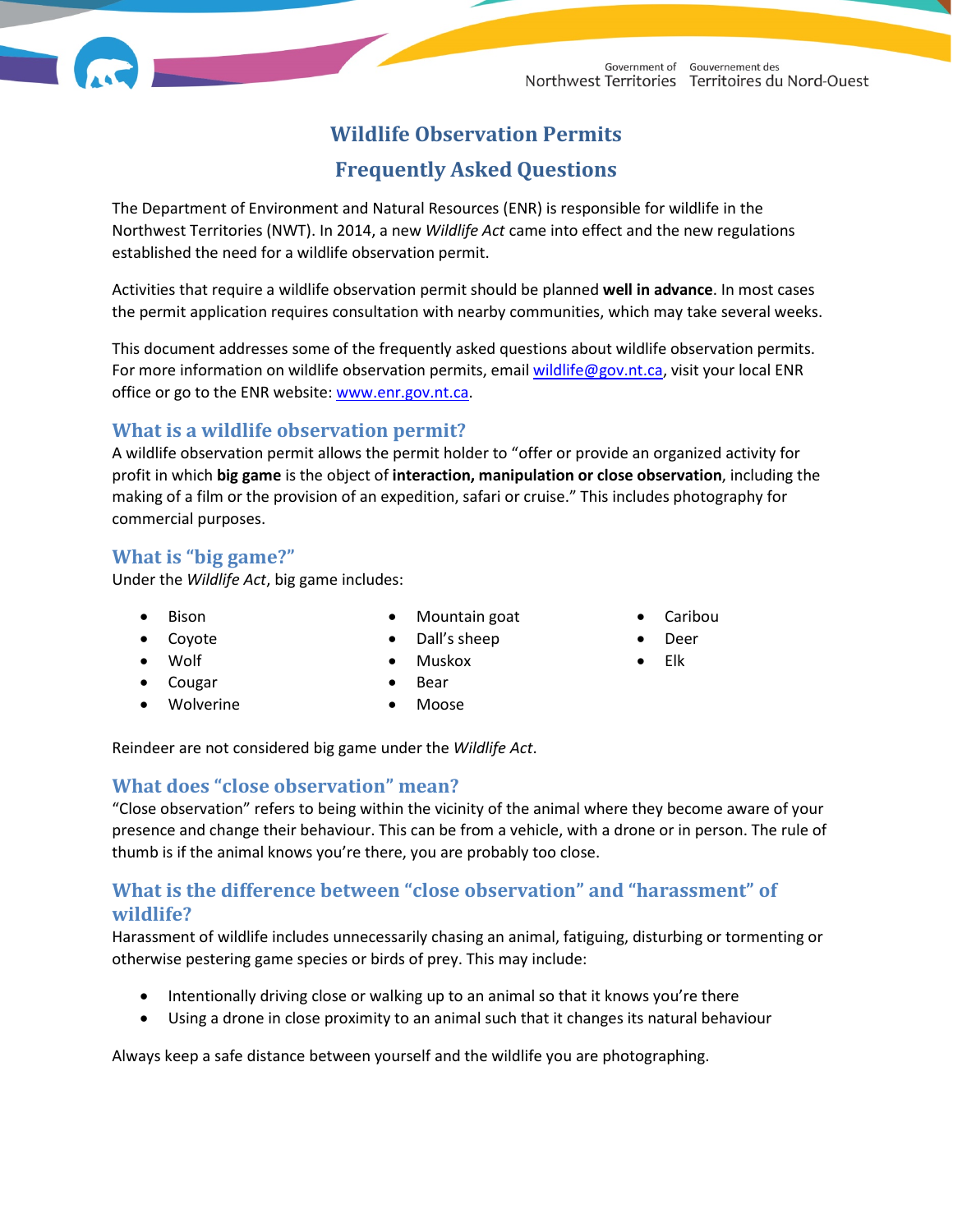# Wildlife Observation Permits

# Frequently Asked Questions

The Department of Environment and Natural Resources (ENR) is responsible for wildlife in the Northwest Territories (NWT). In 2014, a new *Wildlife Act* came into effect and the new regulations established the need for a wildlife observation permit.

Activities that require a wildlife observation permit should be planned **well in advance**. In most cases the permit application requires consultation with nearby communities, which may take several weeks.

This document addresses some of the frequently asked questions about wildlife observation permits. For more information on wildlife observation permits, email wildlife@gov.nt.ca, visit your local ENR office or go to the ENR website: www.enr.gov.nt.ca.

## What is a wildlife observation permit?

A wildlife observation permit allows the permit holder to "offer or provide an organized activity for profit in which **big game** is the object of **interaction, manipulation or close observation**, including the making of a film or the provision of an expedition, safari or cruise." This includes photography for commercial purposes.

## What is "big game?"

Under the *Wildlife Act*, big game includes:

- Bison
- Coyote
- Wolf
- Cougar
- Wolverine
- Mountain goat
- Dall's sheep
- Muskox
- Bear
- Moose
- Caribou
- Deer
- Elk

Reindeer are not considered big game under the *Wildlife Act*.

## What does "close observation" mean?

"Close observation" refers to being within the vicinity of the animal where they become aware of your presence and change their behaviour. This can be from a vehicle, with a drone or in person. The rule of thumb is if the animal knows you're there, you are probably too close.

## What is the difference between "close observation" and "harassment" of wildlife?

Harassment of wildlife includes unnecessarily chasing an animal, fatiguing, disturbing or tormenting or otherwise pestering game species or birds of prey. This may include:

- Intentionally driving close or walking up to an animal so that it knows you're there
- Using a drone in close proximity to an animal such that it changes its natural behaviour

Always keep a safe distance between yourself and the wildlife you are photographing.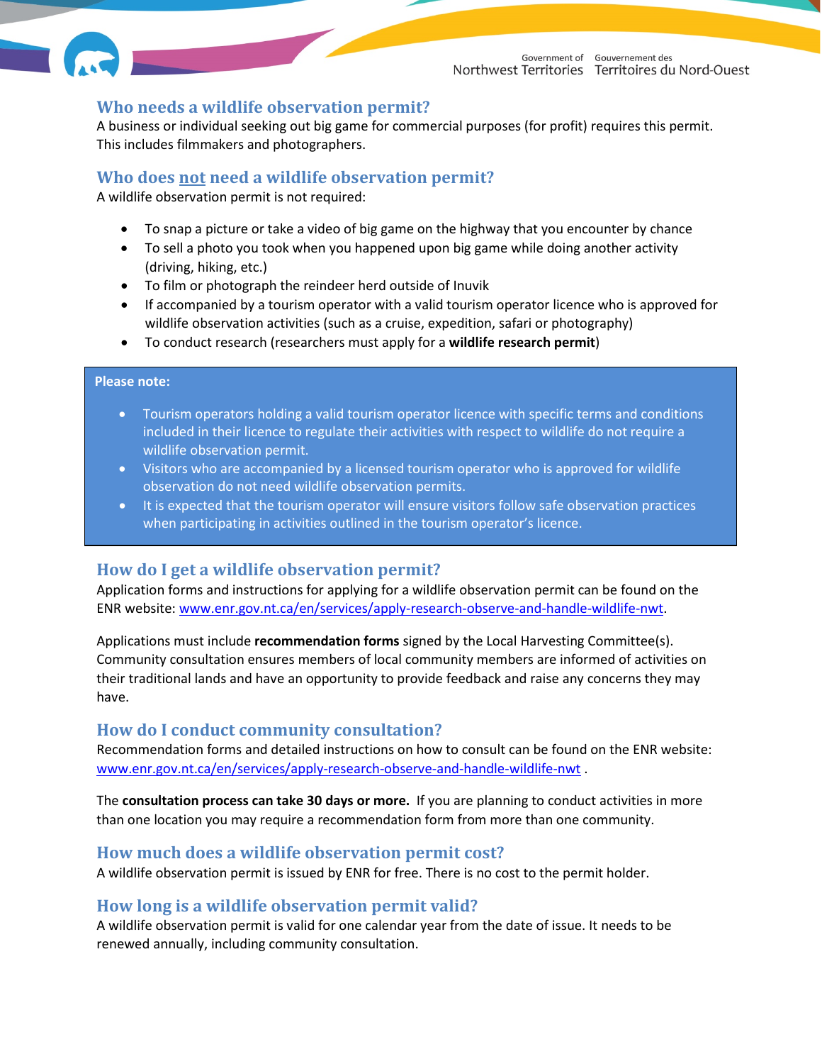## Who needs a wildlife observation permit?

A business or individual seeking out big game for commercial purposes (for profit) requires this permit. This includes filmmakers and photographers.

## Who does not need a wildlife observation permit?

A wildlife observation permit is not required:

- To snap a picture or take a video of big game on the highway that you encounter by chance
- To sell a photo you took when you happened upon big game while doing another activity (driving, hiking, etc.)
- To film or photograph the reindeer herd outside of Inuvik
- If accompanied by a tourism operator with a valid tourism operator licence who is approved for wildlife observation activities (such as a cruise, expedition, safari or photography)
- To conduct research (researchers must apply for a **wildlife research permit**)

**Please note:**

- Tourism operators holding a valid tourism operator licence with specific terms and conditions included in their licence to regulate their activities with respect to wildlife do not require a wildlife observation permit.
- Visitors who are accompanied by a licensed tourism operator who is approved for wildlife observation do not need wildlife observation permits.
- It is expected that the tourism operator will ensure visitors follow safe observation practices when participating in activities outlined in the tourism operator's licence.

## How do I get a wildlife observation permit?

Application forms and instructions for applying for a wildlife observation permit can be found on the ENR website: www.enr.gov.nt.ca/en/services/apply-research-observe-and-handle-wildlife-nwt.

Applications must include **recommendation forms** signed by the Local Harvesting Committee(s). Community consultation ensures members of local community members are informed of activities on their traditional lands and have an opportunity to provide feedback and raise any concerns they may have.

## How do I conduct community consultation?

Recommendation forms and detailed instructions on how to consult can be found on the ENR website: www.enr.gov.nt.ca/en/services/apply-research-observe-and-handle-wildlife-nwt .

The **consultation process can take 30 days or more.** If you are planning to conduct activities in more than one location you may require a recommendation form from more than one community.

## How much does a wildlife observation permit cost?

A wildlife observation permit is issued by ENR for free. There is no cost to the permit holder.

## How long is a wildlife observation permit valid?

A wildlife observation permit is valid for one calendar year from the date of issue. It needs to be renewed annually, including community consultation.